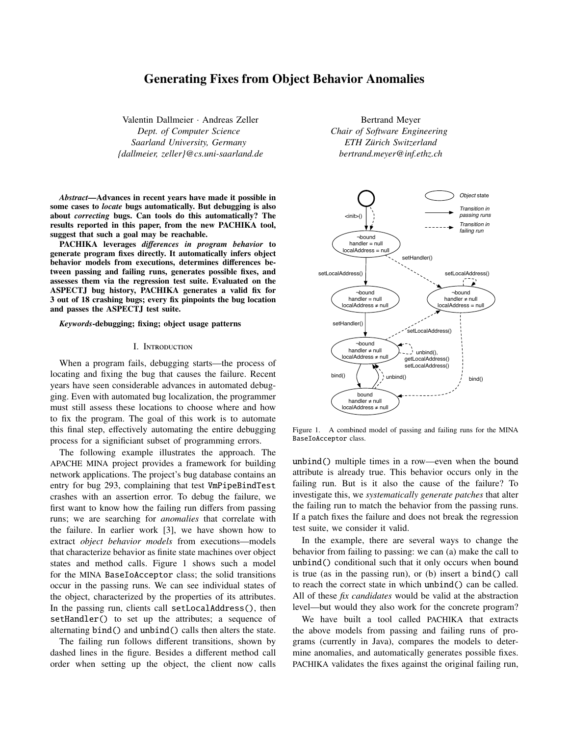# Generating Fixes from Object Behavior Anomalies

Valentin Dallmeier · Andreas Zeller
*Dept. of Computer Science*
*Saarland University, Germany*
*{dallmeier, zeller}@cs.uni-saarland.de*

Bertrand Meyer
*Chair of Software Engineering*
*ETH Zürich Switzerland*
*bertrand.meyer@inf.ethz.ch*

***Abstract*—Advances in recent years have made it possible in some cases to *locate* bugs automatically. But debugging is also about *correcting* bugs. Can tools do this automatically? The results reported in this paper, from the new PACHIKA tool, suggest that such a goal may be reachable.**

**PACHIKA leverages *differences in program behavior* to generate program fixes directly. It automatically infers object behavior models from executions, determines differences between passing and failing runs, generates possible fixes, and assesses them via the regression test suite. Evaluated on the ASPECTJ bug history, PACHIKA generates a valid fix for 3 out of 18 crashing bugs; every fix pinpoints the bug location and passes the ASPECTJ test suite.**

***Keywords*-debugging; fixing; object usage patterns**

## I. Introduction

When a program fails, debugging starts—the process of locating and fixing the bug that causes the failure. Recent years have seen considerable advances in automated debugging. Even with automated bug localization, the programmer must still assess these locations to choose where and how to fix the program. The goal of this work is to automate this final step, effectively automating the entire debugging process for a significiant subset of programming errors.

The following example illustrates the approach. The APACHE MINA project provides a framework for building network applications. The project's bug database contains an entry for bug 293, complaining that test `VmPipeBindTest` crashes with an assertion error. To debug the failure, we first want to know how the failing run differs from passing runs; we are searching for *anomalies* that correlate with the failure. In earlier work [3], we have shown how to extract *object behavior models* from executions—models that characterize behavior as finite state machines over object states and method calls. Figure 1 shows such a model for the MINA `BaseIoAcceptor` class; the solid transitions occur in the passing runs. We can see individual states of the object, characterized by the properties of its attributes. In the passing run, clients call `setLocalAddress()`, then `setHandler()` to set up the attributes; a sequence of alternating `bind()` and `unbind()` calls then alters the state.

The failing run follows different transitions, shown by dashed lines in the figure. Besides a different method call order when setting up the object, the client now calls `unbind()` multiple times in a row—even when the `bound` attribute is already true. This behavior occurs only in the failing run. But is it also the cause of the failure? To investigate this, we *systematically generate patches* that alter the failing run to match the behavior from the passing runs. If a patch fixes the failure and does not break the regression test suite, we consider it valid.

Object state
Transition in passing runs
Transition in failing run
<init>()
¬bound
handler = null
localAddress = null
setHandler()
setLocalAddress()
setLocalAddress()
¬bound
handler = null
localAddress ≠ null
¬bound
handler ≠ null
localAddress = null
setHandler()
setLocalAddress()
¬bound
handler ≠ null
localAddress ≠ null
unbind(),
getLocalAddress()
setLocalAddress()
bind()
unbind()
bind()
bound
handler ≠ null
localAddress ≠ null

Figure 1. A combined model of passing and failing runs for the MINA `BaseIoAcceptor` class.

In the example, there are several ways to change the behavior from failing to passing: we can (a) make the call to `unbind()` conditional such that it only occurs when `bound` is true (as in the passing run), or (b) insert a `bind()` call to reach the correct state in which `unbind()` can be called. All of these *fix candidates* would be valid at the abstraction level—but would they also work for the concrete program?

We have built a tool called PACHIKA that extracts the above models from passing and failing runs of programs (currently in Java), compares the models to determine anomalies, and automatically generates possible fixes. PACHIKA validates the fixes against the original failing run,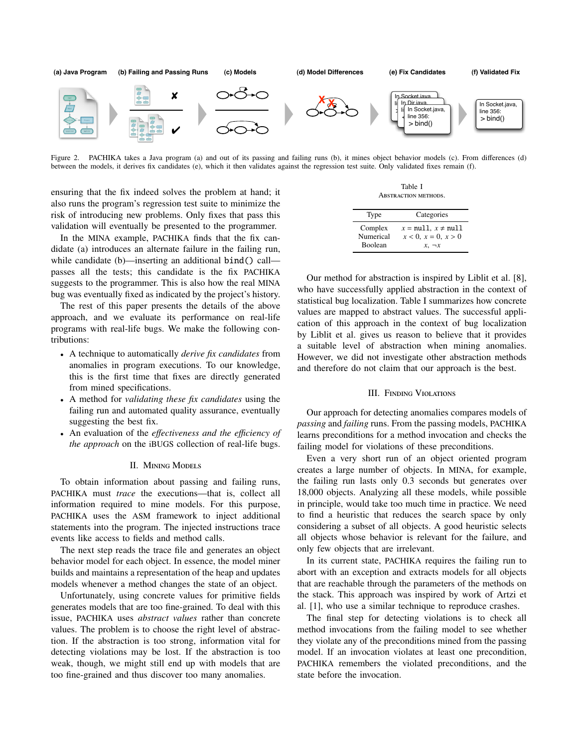(a) Java Program (b) Failing and Passing Runs (c) Models (d) Model Differences (e) Fix Candidates (f) Validated Fix

In Socket.java, line 356: > bind()

Figure 2. PACHIKA takes a Java program (a) and out of its passing and failing runs (b), it mines object behavior models (c). From differences (d) between the models, it derives fix candidates (e), which it then validates against the regression test suite. Only validated fixes remain (f).

ensuring that the fix indeed solves the problem at hand; it also runs the program's regression test suite to minimize the risk of introducing new problems. Only fixes that pass this validation will eventually be presented to the programmer.

In the MINA example, PACHIKA finds that the fix candidate (a) introduces an alternate failure in the failing run, while candidate (b)—inserting an additional `bind()` call—passes all the tests; this candidate is the fix PACHIKA suggests to the programmer. This is also how the real MINA bug was eventually fixed as indicated by the project's history.

The rest of this paper presents the details of the above approach, and we evaluate its performance on real-life programs with real-life bugs. We make the following contributions:

- A technique to automatically *derive fix candidates* from anomalies in program executions. To our knowledge, this is the first time that fixes are directly generated from mined specifications.
- A method for *validating these fix candidates* using the failing run and automated quality assurance, eventually suggesting the best fix.
- An evaluation of the *effectiveness and the efficiency of the approach* on the iBUGS collection of real-life bugs.

## II. Mining Models

To obtain information about passing and failing runs, PACHIKA must *trace* the executions—that is, collect all information required to mine models. For this purpose, PACHIKA uses the ASM framework to inject additional statements into the program. The injected instructions trace events like access to fields and method calls.

The next step reads the trace file and generates an object behavior model for each object. In essence, the model miner builds and maintains a representation of the heap and updates models whenever a method changes the state of an object.

Unfortunately, using concrete values for primitive fields generates models that are too fine-grained. To deal with this issue, PACHIKA uses *abstract values* rather than concrete values. The problem is to choose the right level of abstraction. If the abstraction is too strong, information vital for detecting violations may be lost. If the abstraction is too weak, though, we might still end up with models that are too fine-grained and thus discover too many anomalies.

Table I
Abstraction methods.

| Type | Categories |
|---|---|
| Complex | $x = \texttt{null}$, $x \neq \texttt{null}$ |
| Numerical | $x < 0$, $x = 0$, $x > 0$ |
| Boolean | $x$, $\neg x$ |

Our method for abstraction is inspired by Liblit et al. [8], who have successfully applied abstraction in the context of statistical bug localization. Table I summarizes how concrete values are mapped to abstract values. The successful application of this approach in the context of bug localization by Liblit et al. gives us reason to believe that it provides a suitable level of abstraction when mining anomalies. However, we did not investigate other abstraction methods and therefore do not claim that our approach is the best.

## III. Finding Violations

Our approach for detecting anomalies compares models of *passing* and *failing* runs. From the passing models, PACHIKA learns preconditions for a method invocation and checks the failing model for violations of these preconditions.

Even a very short run of an object oriented program creates a large number of objects. In MINA, for example, the failing run lasts only 0.3 seconds but generates over 18,000 objects. Analyzing all these models, while possible in principle, would take too much time in practice. We need to find a heuristic that reduces the search space by only considering a subset of all objects. A good heuristic selects all objects whose behavior is relevant for the failure, and only few objects that are irrelevant.

In its current state, PACHIKA requires the failing run to abort with an exception and extracts models for all objects that are reachable through the parameters of the methods on the stack. This approach was inspired by work of Artzi et al. [1], who use a similar technique to reproduce crashes.

The final step for detecting violations is to check all method invocations from the failing model to see whether they violate any of the preconditions mined from the passing model. If an invocation violates at least one precondition, PACHIKA remembers the violated preconditions, and the state before the invocation.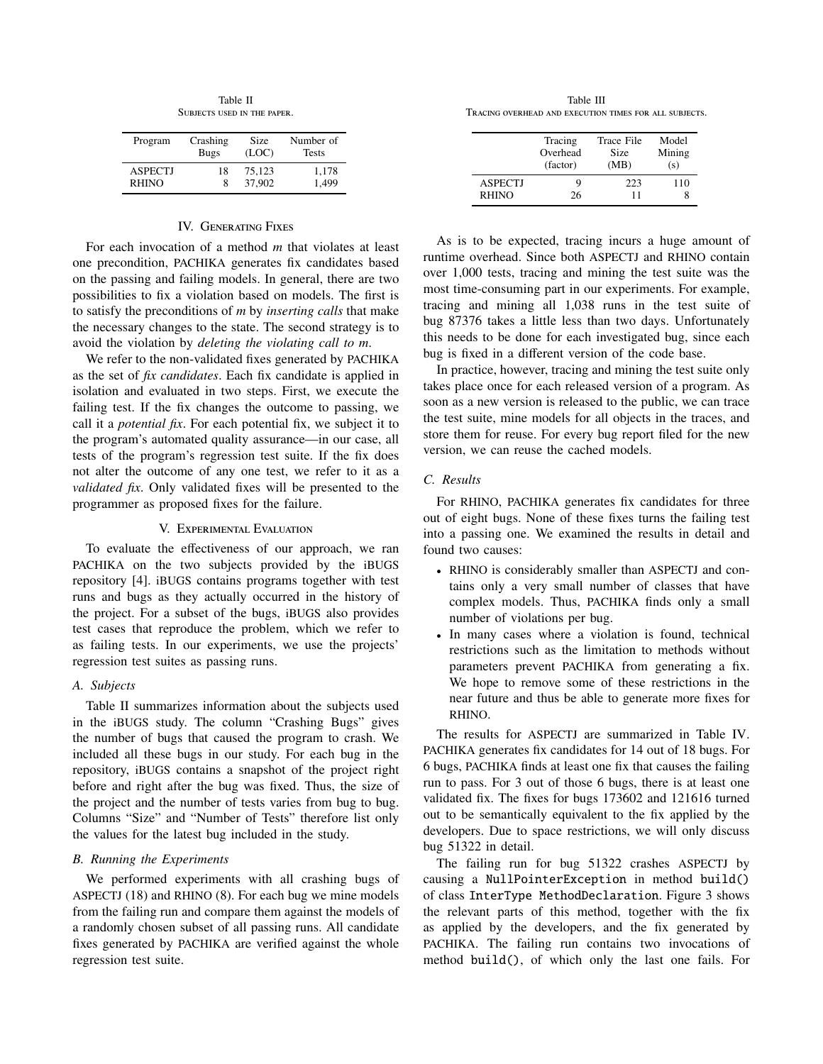Table II
Subjects used in the paper.

| Program | Crashing Bugs | Size (LOC) | Number of Tests |
| --- | --- | --- | --- |
| ASPECTJ | 18 | 75,123 | 1,178 |
| RHINO | 8 | 37,902 | 1,499 |

## IV. Generating Fixes

For each invocation of a method *m* that violates at least one precondition, PACHIKA generates fix candidates based on the passing and failing models. In general, there are two possibilities to fix a violation based on models. The first is to satisfy the preconditions of *m* by *inserting calls* that make the necessary changes to the state. The second strategy is to avoid the violation by *deleting the violating call to m*.

We refer to the non-validated fixes generated by PACHIKA as the set of *fix candidates*. Each fix candidate is applied in isolation and evaluated in two steps. First, we execute the failing test. If the fix changes the outcome to passing, we call it a *potential fix*. For each potential fix, we subject it to the program's automated quality assurance—in our case, all tests of the program's regression test suite. If the fix does not alter the outcome of any one test, we refer to it as a *validated fix*. Only validated fixes will be presented to the programmer as proposed fixes for the failure.

## V. Experimental Evaluation

To evaluate the effectiveness of our approach, we ran PACHIKA on the two subjects provided by the iBUGS repository [4]. iBUGS contains programs together with test runs and bugs as they actually occurred in the history of the project. For a subset of the bugs, iBUGS also provides test cases that reproduce the problem, which we refer to as failing tests. In our experiments, we use the projects' regression test suites as passing runs.

### A. Subjects

Table II summarizes information about the subjects used in the iBUGS study. The column "Crashing Bugs" gives the number of bugs that caused the program to crash. We included all these bugs in our study. For each bug in the repository, iBUGS contains a snapshot of the project right before and right after the bug was fixed. Thus, the size of the project and the number of tests varies from bug to bug. Columns "Size" and "Number of Tests" therefore list only the values for the latest bug included in the study.

### B. Running the Experiments

We performed experiments with all crashing bugs of ASPECTJ (18) and RHINO (8). For each bug we mine models from the failing run and compare them against the models of a randomly chosen subset of all passing runs. All candidate fixes generated by PACHIKA are verified against the whole regression test suite.

Table III
Tracing overhead and execution times for all subjects.

| | Tracing Overhead (factor) | Trace File Size (MB) | Model Mining (s) |
| --- | --- | --- | --- |
| ASPECTJ | 9 | 223 | 110 |
| RHINO | 26 | 11 | 8 |

As is to be expected, tracing incurs a huge amount of runtime overhead. Since both ASPECTJ and RHINO contain over 1,000 tests, tracing and mining the test suite was the most time-consuming part in our experiments. For example, tracing and mining all 1,038 runs in the test suite of bug 87376 takes a little less than two days. Unfortunately this needs to be done for each investigated bug, since each bug is fixed in a different version of the code base.

In practice, however, tracing and mining the test suite only takes place once for each released version of a program. As soon as a new version is released to the public, we can trace the test suite, mine models for all objects in the traces, and store them for reuse. For every bug report filed for the new version, we can reuse the cached models.

### C. Results

For RHINO, PACHIKA generates fix candidates for three out of eight bugs. None of these fixes turns the failing test into a passing one. We examined the results in detail and found two causes:

- RHINO is considerably smaller than ASPECTJ and contains only a very small number of classes that have complex models. Thus, PACHIKA finds only a small number of violations per bug.
- In many cases where a violation is found, technical restrictions such as the limitation to methods without parameters prevent PACHIKA from generating a fix. We hope to remove some of these restrictions in the near future and thus be able to generate more fixes for RHINO.

The results for ASPECTJ are summarized in Table IV. PACHIKA generates fix candidates for 14 out of 18 bugs. For 6 bugs, PACHIKA finds at least one fix that causes the failing run to pass. For 3 out of those 6 bugs, there is at least one validated fix. The fixes for bugs 173602 and 121616 turned out to be semantically equivalent to the fix applied by the developers. Due to space restrictions, we will only discuss bug 51322 in detail.

The failing run for bug 51322 crashes ASPECTJ by causing a `NullPointerException` in method `build()` of class `InterType MethodDeclaration`. Figure 3 shows the relevant parts of this method, together with the fix as applied by the developers, and the fix generated by PACHIKA. The failing run contains two invocations of method `build()`, of which only the last one fails. For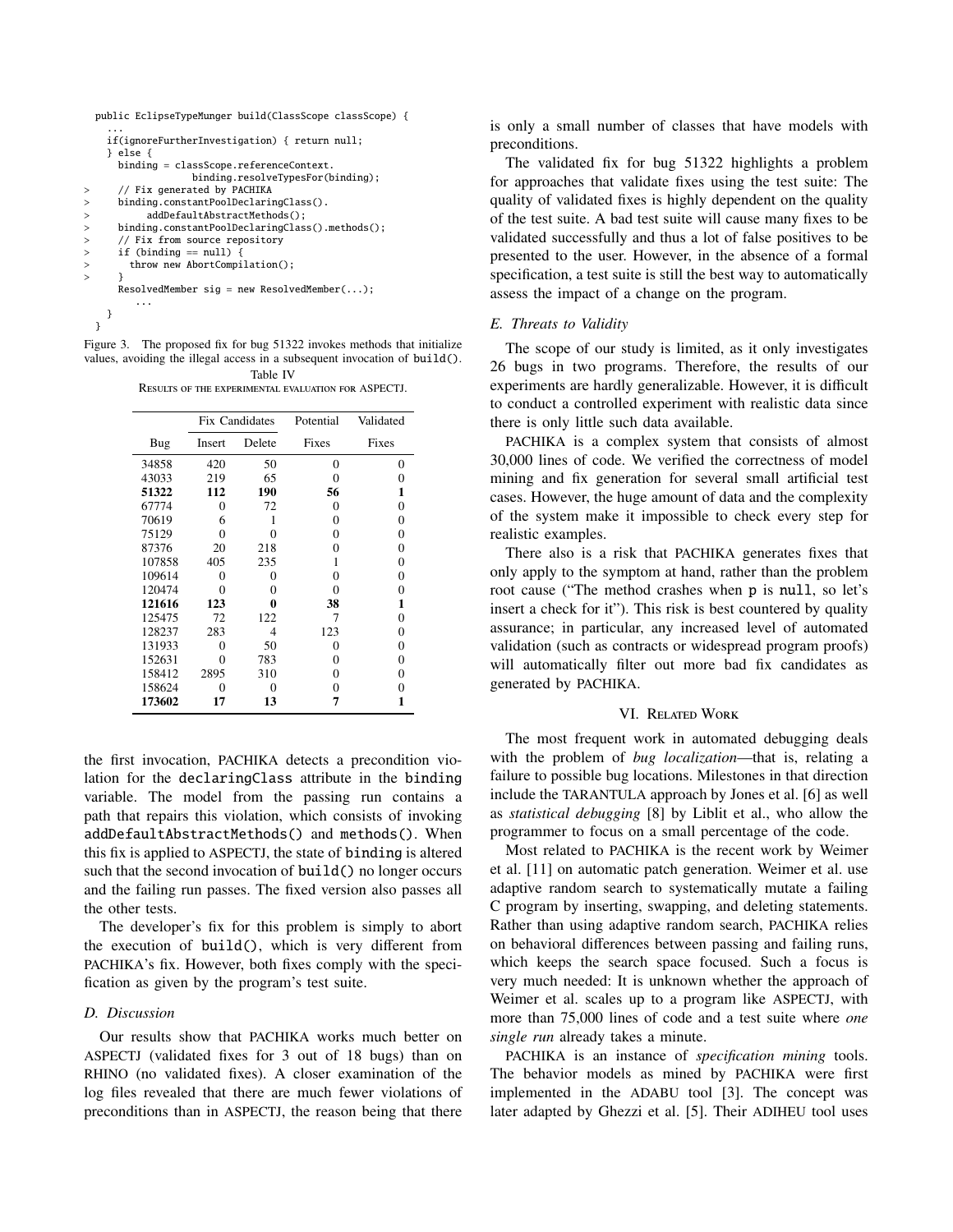```
public EclipseTypeMunger build(ClassScope classScope) {
    ...
    if(ignoreFurtherInvestigation) { return null;
    } else {
      binding = classScope.referenceContext.
                  binding.resolveTypesFor(binding);
>     // Fix generated by PACHIKA
>     binding.constantPoolDeclaringClass().
>          addDefaultAbstractMethods();
>     binding.constantPoolDeclaringClass().methods();
>     // Fix from source repository
>     if (binding == null) {
>       throw new AbortCompilation();
>     }
      ResolvedMember sig = new ResolvedMember(...);
        ...
    }
  }
```

Figure 3. The proposed fix for bug 51322 invokes methods that initialize values, avoiding the illegal access in a subsequent invocation of build().

Table IV
RESULTS OF THE EXPERIMENTAL EVALUATION FOR ASPECTJ.

| Bug | Fix Candidates | | Potential | Validated |
|---|---|---|---|---|
| | Insert | Delete | Fixes | Fixes |
| 34858 | 420 | 50 | 0 | 0 |
| 43033 | 219 | 65 | 0 | 0 |
| **51322** | **112** | **190** | **56** | **1** |
| 67774 | 0 | 72 | 0 | 0 |
| 70619 | 6 | 1 | 0 | 0 |
| 75129 | 0 | 0 | 0 | 0 |
| 87376 | 20 | 218 | 0 | 0 |
| 107858 | 405 | 235 | 1 | 0 |
| 109614 | 0 | 0 | 0 | 0 |
| 120474 | 0 | 0 | 0 | 0 |
| **121616** | **123** | **0** | **38** | **1** |
| 125475 | 72 | 122 | 7 | 0 |
| 128237 | 283 | 4 | 123 | 0 |
| 131933 | 0 | 50 | 0 | 0 |
| 152631 | 0 | 783 | 0 | 0 |
| 158412 | 2895 | 310 | 0 | 0 |
| 158624 | 0 | 0 | 0 | 0 |
| **173602** | **17** | **13** | **7** | **1** |

the first invocation, PACHIKA detects a precondition violation for the declaringClass attribute in the binding variable. The model from the passing run contains a path that repairs this violation, which consists of invoking addDefaultAbstractMethods() and methods(). When this fix is applied to ASPECTJ, the state of binding is altered such that the second invocation of build() no longer occurs and the failing run passes. The fixed version also passes all the other tests.

The developer's fix for this problem is simply to abort the execution of build(), which is very different from PACHIKA's fix. However, both fixes comply with the specification as given by the program's test suite.

### D. Discussion

Our results show that PACHIKA works much better on ASPECTJ (validated fixes for 3 out of 18 bugs) than on RHINO (no validated fixes). A closer examination of the log files revealed that there are much fewer violations of preconditions than in ASPECTJ, the reason being that there is only a small number of classes that have models with preconditions.

The validated fix for bug 51322 highlights a problem for approaches that validate fixes using the test suite: The quality of validated fixes is highly dependent on the quality of the test suite. A bad test suite will cause many fixes to be validated successfully and thus a lot of false positives to be presented to the user. However, in the absence of a formal specification, a test suite is still the best way to automatically assess the impact of a change on the program.

### E. Threats to Validity

The scope of our study is limited, as it only investigates 26 bugs in two programs. Therefore, the results of our experiments are hardly generalizable. However, it is difficult to conduct a controlled experiment with realistic data since there is only little such data available.

PACHIKA is a complex system that consists of almost 30,000 lines of code. We verified the correctness of model mining and fix generation for several small artificial test cases. However, the huge amount of data and the complexity of the system make it impossible to check every step for realistic examples.

There also is a risk that PACHIKA generates fixes that only apply to the symptom at hand, rather than the problem root cause ("The method crashes when p is null, so let's insert a check for it"). This risk is best countered by quality assurance; in particular, any increased level of automated validation (such as contracts or widespread program proofs) will automatically filter out more bad fix candidates as generated by PACHIKA.

## VI. RELATED WORK

The most frequent work in automated debugging deals with the problem of *bug localization*—that is, relating a failure to possible bug locations. Milestones in that direction include the TARANTULA approach by Jones et al. [6] as well as *statistical debugging* [8] by Liblit et al., who allow the programmer to focus on a small percentage of the code.

Most related to PACHIKA is the recent work by Weimer et al. [11] on automatic patch generation. Weimer et al. use adaptive random search to systematically mutate a failing C program by inserting, swapping, and deleting statements. Rather than using adaptive random search, PACHIKA relies on behavioral differences between passing and failing runs, which keeps the search space focused. Such a focus is very much needed: It is unknown whether the approach of Weimer et al. scales up to a program like ASPECTJ, with more than 75,000 lines of code and a test suite where *one single run* already takes a minute.

PACHIKA is an instance of *specification mining* tools. The behavior models as mined by PACHIKA were first implemented in the ADABU tool [3]. The concept was later adapted by Ghezzi et al. [5]. Their ADIHEU tool uses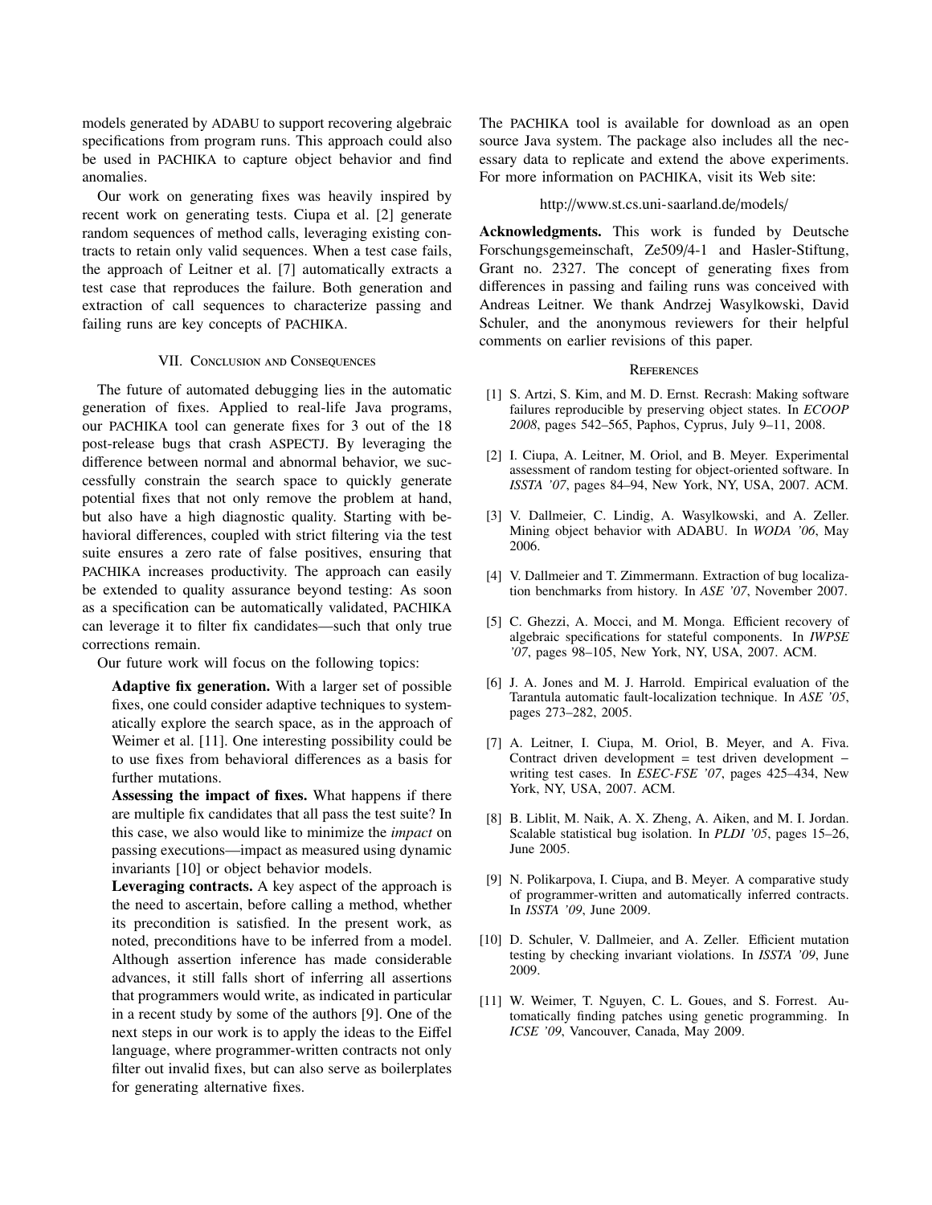models generated by ADABU to support recovering algebraic specifications from program runs. This approach could also be used in PACHIKA to capture object behavior and find anomalies.

Our work on generating fixes was heavily inspired by recent work on generating tests. Ciupa et al. [2] generate random sequences of method calls, leveraging existing contracts to retain only valid sequences. When a test case fails, the approach of Leitner et al. [7] automatically extracts a test case that reproduces the failure. Both generation and extraction of call sequences to characterize passing and failing runs are key concepts of PACHIKA.

## VII. Conclusion and Consequences

The future of automated debugging lies in the automatic generation of fixes. Applied to real-life Java programs, our PACHIKA tool can generate fixes for 3 out of the 18 post-release bugs that crash ASPECTJ. By leveraging the difference between normal and abnormal behavior, we successfully constrain the search space to quickly generate potential fixes that not only remove the problem at hand, but also have a high diagnostic quality. Starting with behavioral differences, coupled with strict filtering via the test suite ensures a zero rate of false positives, ensuring that PACHIKA increases productivity. The approach can easily be extended to quality assurance beyond testing: As soon as a specification can be automatically validated, PACHIKA can leverage it to filter fix candidates—such that only true corrections remain.

Our future work will focus on the following topics:

**Adaptive fix generation.** With a larger set of possible fixes, one could consider adaptive techniques to systematically explore the search space, as in the approach of Weimer et al. [11]. One interesting possibility could be to use fixes from behavioral differences as a basis for further mutations.

**Assessing the impact of fixes.** What happens if there are multiple fix candidates that all pass the test suite? In this case, we also would like to minimize the *impact* on passing executions—impact as measured using dynamic invariants [10] or object behavior models.

**Leveraging contracts.** A key aspect of the approach is the need to ascertain, before calling a method, whether its precondition is satisfied. In the present work, as noted, preconditions have to be inferred from a model. Although assertion inference has made considerable advances, it still falls short of inferring all assertions that programmers would write, as indicated in particular in a recent study by some of the authors [9]. One of the next steps in our work is to apply the ideas to the Eiffel language, where programmer-written contracts not only filter out invalid fixes, but can also serve as boilerplates for generating alternative fixes.

The PACHIKA tool is available for download as an open source Java system. The package also includes all the necessary data to replicate and extend the above experiments. For more information on PACHIKA, visit its Web site:

http://www.st.cs.uni-saarland.de/models/

**Acknowledgments.** This work is funded by Deutsche Forschungsgemeinschaft, Ze509/4-1 and Hasler-Stiftung, Grant no. 2327. The concept of generating fixes from differences in passing and failing runs was conceived with Andreas Leitner. We thank Andrzej Wasylkowski, David Schuler, and the anonymous reviewers for their helpful comments on earlier revisions of this paper.

## References

[1] S. Artzi, S. Kim, and M. D. Ernst. Recrash: Making software failures reproducible by preserving object states. In *ECOOP 2008*, pages 542–565, Paphos, Cyprus, July 9–11, 2008.

[2] I. Ciupa, A. Leitner, M. Oriol, and B. Meyer. Experimental assessment of random testing for object-oriented software. In *ISSTA '07*, pages 84–94, New York, NY, USA, 2007. ACM.

[3] V. Dallmeier, C. Lindig, A. Wasylkowski, and A. Zeller. Mining object behavior with ADABU. In *WODA '06*, May 2006.

[4] V. Dallmeier and T. Zimmermann. Extraction of bug localization benchmarks from history. In *ASE '07*, November 2007.

[5] C. Ghezzi, A. Mocci, and M. Monga. Efficient recovery of algebraic specifications for stateful components. In *IWPSE '07*, pages 98–105, New York, NY, USA, 2007. ACM.

[6] J. A. Jones and M. J. Harrold. Empirical evaluation of the Tarantula automatic fault-localization technique. In *ASE '05*, pages 273–282, 2005.

[7] A. Leitner, I. Ciupa, M. Oriol, B. Meyer, and A. Fiva. Contract driven development = test driven development − writing test cases. In *ESEC-FSE '07*, pages 425–434, New York, NY, USA, 2007. ACM.

[8] B. Liblit, M. Naik, A. X. Zheng, A. Aiken, and M. I. Jordan. Scalable statistical bug isolation. In *PLDI '05*, pages 15–26, June 2005.

[9] N. Polikarpova, I. Ciupa, and B. Meyer. A comparative study of programmer-written and automatically inferred contracts. In *ISSTA '09*, June 2009.

[10] D. Schuler, V. Dallmeier, and A. Zeller. Efficient mutation testing by checking invariant violations. In *ISSTA '09*, June 2009.

[11] W. Weimer, T. Nguyen, C. L. Goues, and S. Forrest. Automatically finding patches using genetic programming. In *ICSE '09*, Vancouver, Canada, May 2009.